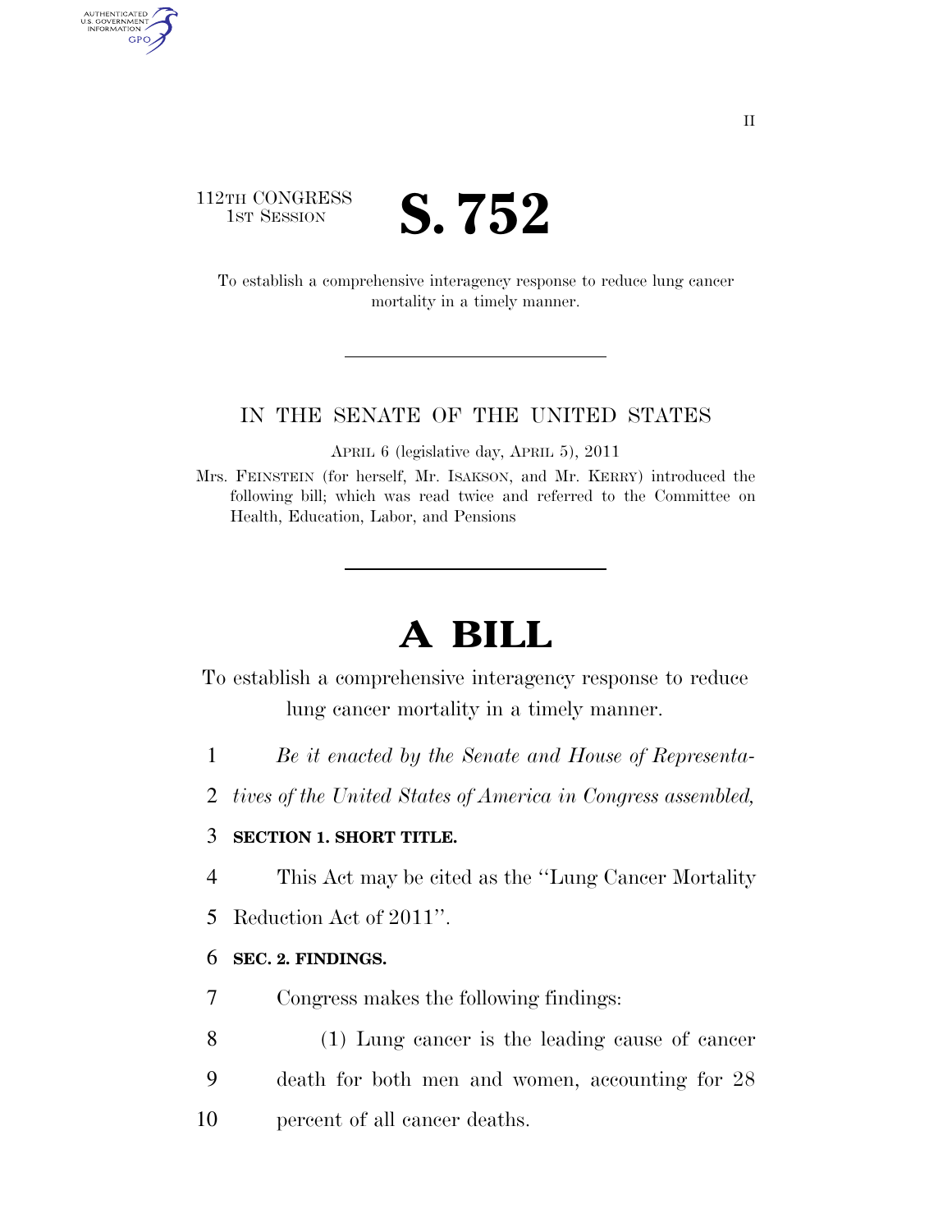112TH CONGRESS
1ST SESSION

# S. 752

To establish a comprehensive interagency response to reduce lung cancer mortality in a timely manner.

IN THE SENATE OF THE UNITED STATES

APRIL 6 (legislative day, APRIL 5), 2011

Mrs. FEINSTEIN (for herself, Mr. ISAKSON, and Mr. KERRY) introduced the following bill; which was read twice and referred to the Committee on Health, Education, Labor, and Pensions

# A BILL

To establish a comprehensive interagency response to reduce lung cancer mortality in a timely manner.

1 *Be it enacted by the Senate and House of Representa-*
2 *tives of the United States of America in Congress assembled,*

3 **SECTION 1. SHORT TITLE.**

4 This Act may be cited as the ''Lung Cancer Mortality
5 Reduction Act of 2011''.

6 **SEC. 2. FINDINGS.**

7 Congress makes the following findings:

8 (1) Lung cancer is the leading cause of cancer
9 death for both men and women, accounting for 28
10 percent of all cancer deaths.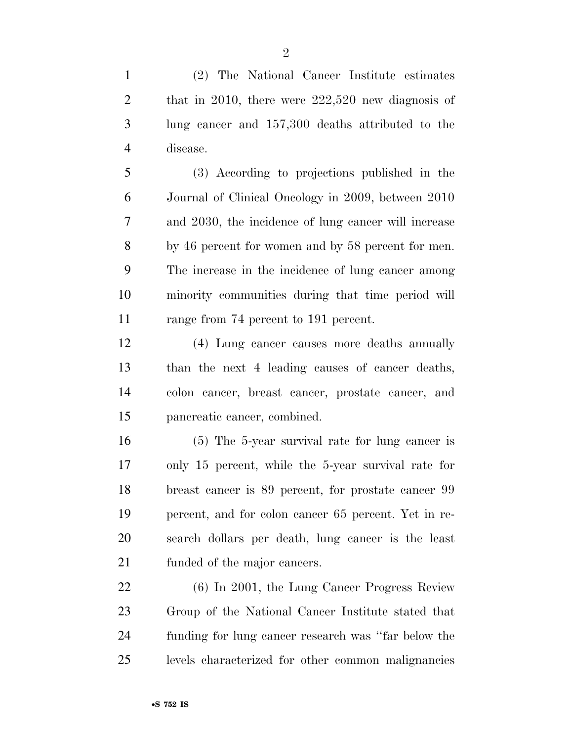(2) The National Cancer Institute estimates that in 2010, there were 222,520 new diagnosis of lung cancer and 157,300 deaths attributed to the disease.

(3) According to projections published in the Journal of Clinical Oncology in 2009, between 2010 and 2030, the incidence of lung cancer will increase by 46 percent for women and by 58 percent for men. The increase in the incidence of lung cancer among minority communities during that time period will range from 74 percent to 191 percent.

(4) Lung cancer causes more deaths annually than the next 4 leading causes of cancer deaths, colon cancer, breast cancer, prostate cancer, and pancreatic cancer, combined.

(5) The 5-year survival rate for lung cancer is only 15 percent, while the 5-year survival rate for breast cancer is 89 percent, for prostate cancer 99 percent, and for colon cancer 65 percent. Yet in research dollars per death, lung cancer is the least funded of the major cancers.

(6) In 2001, the Lung Cancer Progress Review Group of the National Cancer Institute stated that funding for lung cancer research was ''far below the levels characterized for other common malignancies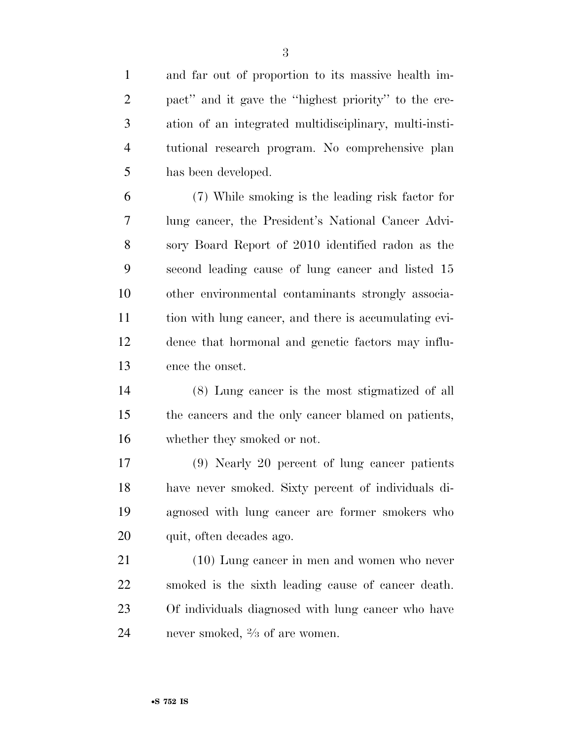and far out of proportion to its massive health impact'' and it gave the ''highest priority'' to the creation of an integrated multidisciplinary, multi-institutional research program. No comprehensive plan has been developed.

(7) While smoking is the leading risk factor for lung cancer, the President's National Cancer Advisory Board Report of 2010 identified radon as the second leading cause of lung cancer and listed 15 other environmental contaminants strongly association with lung cancer, and there is accumulating evidence that hormonal and genetic factors may influence the onset.

(8) Lung cancer is the most stigmatized of all the cancers and the only cancer blamed on patients, whether they smoked or not.

(9) Nearly 20 percent of lung cancer patients have never smoked. Sixty percent of individuals diagnosed with lung cancer are former smokers who quit, often decades ago.

(10) Lung cancer in men and women who never smoked is the sixth leading cause of cancer death. Of individuals diagnosed with lung cancer who have never smoked, ⅔ of are women.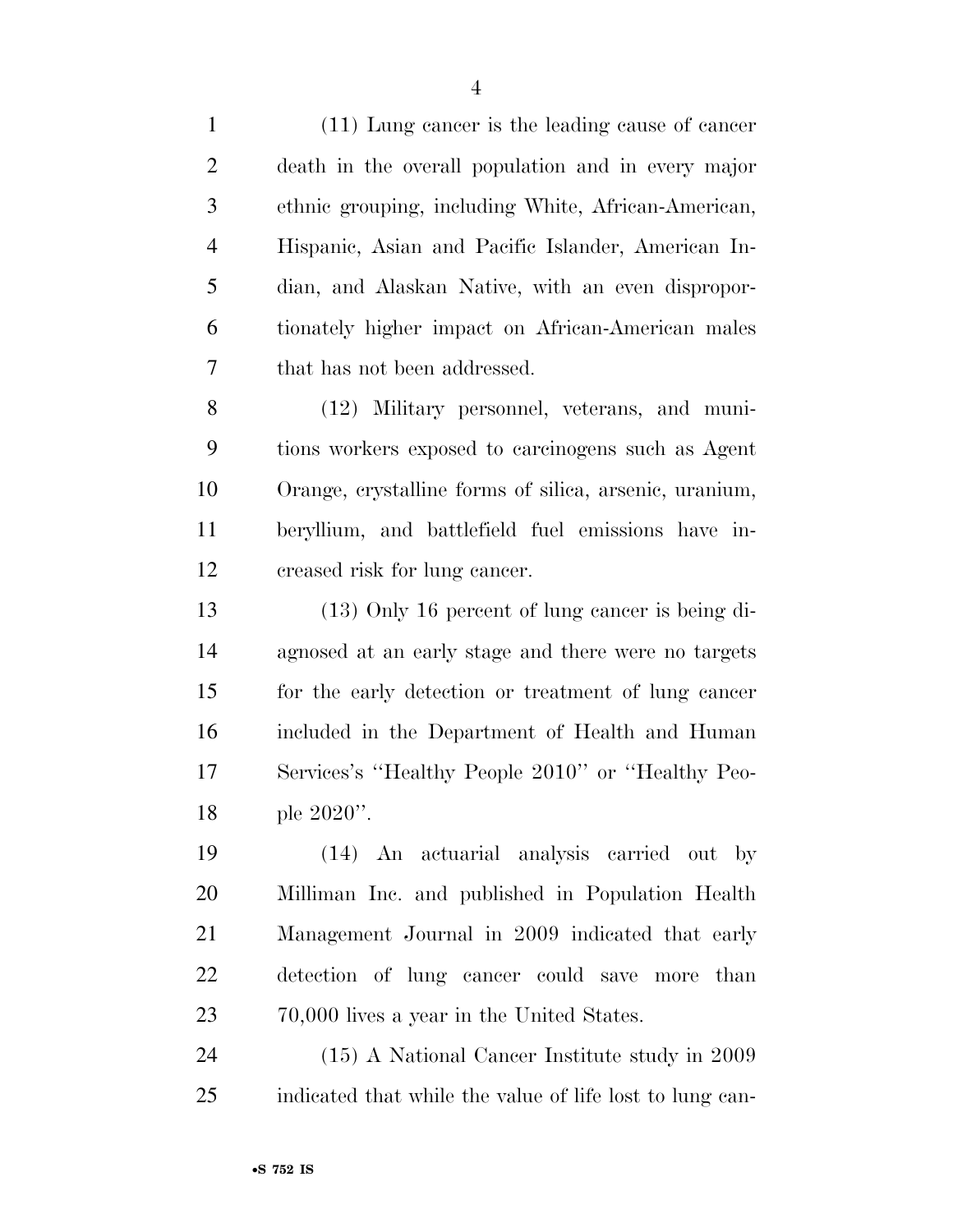(11) Lung cancer is the leading cause of cancer death in the overall population and in every major ethnic grouping, including White, African-American, Hispanic, Asian and Pacific Islander, American Indian, and Alaskan Native, with an even disproportionately higher impact on African-American males that has not been addressed.

(12) Military personnel, veterans, and munitions workers exposed to carcinogens such as Agent Orange, crystalline forms of silica, arsenic, uranium, beryllium, and battlefield fuel emissions have increased risk for lung cancer.

(13) Only 16 percent of lung cancer is being diagnosed at an early stage and there were no targets for the early detection or treatment of lung cancer included in the Department of Health and Human Services's "Healthy People 2010" or "Healthy People 2020".

(14) An actuarial analysis carried out by Milliman Inc. and published in Population Health Management Journal in 2009 indicated that early detection of lung cancer could save more than 70,000 lives a year in the United States.

(15) A National Cancer Institute study in 2009 indicated that while the value of life lost to lung can-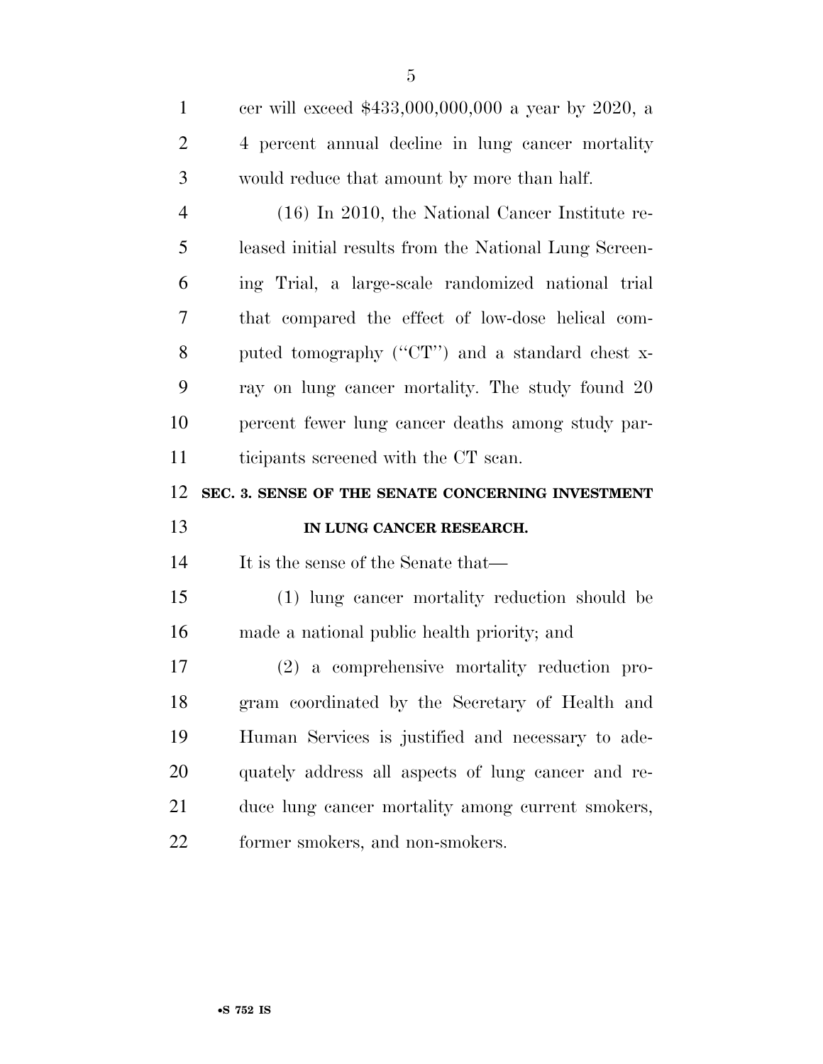cer will exceed $433,000,000,000 a year by 2020, a 4 percent annual decline in lung cancer mortality would reduce that amount by more than half.

(16) In 2010, the National Cancer Institute released initial results from the National Lung Screening Trial, a large-scale randomized national trial that compared the effect of low-dose helical computed tomography (''CT'') and a standard chest x-ray on lung cancer mortality. The study found 20 percent fewer lung cancer deaths among study participants screened with the CT scan.

## SEC. 3. SENSE OF THE SENATE CONCERNING INVESTMENT IN LUNG CANCER RESEARCH.

It is the sense of the Senate that—

(1) lung cancer mortality reduction should be made a national public health priority; and

(2) a comprehensive mortality reduction program coordinated by the Secretary of Health and Human Services is justified and necessary to adequately address all aspects of lung cancer and reduce lung cancer mortality among current smokers, former smokers, and non-smokers.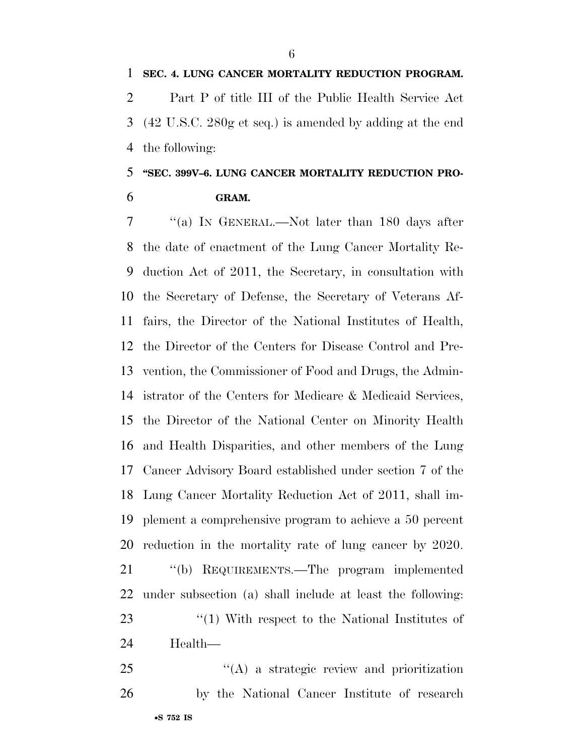**SEC. 4. LUNG CANCER MORTALITY REDUCTION PROGRAM.**

Part P of title III of the Public Health Service Act (42 U.S.C. 280g et seq.) is amended by adding at the end the following:

**"SEC. 399V–6. LUNG CANCER MORTALITY REDUCTION PROGRAM.**

"(a) IN GENERAL.—Not later than 180 days after the date of enactment of the Lung Cancer Mortality Reduction Act of 2011, the Secretary, in consultation with the Secretary of Defense, the Secretary of Veterans Affairs, the Director of the National Institutes of Health, the Director of the Centers for Disease Control and Prevention, the Commissioner of Food and Drugs, the Administrator of the Centers for Medicare & Medicaid Services, the Director of the National Center on Minority Health and Health Disparities, and other members of the Lung Cancer Advisory Board established under section 7 of the Lung Cancer Mortality Reduction Act of 2011, shall implement a comprehensive program to achieve a 50 percent reduction in the mortality rate of lung cancer by 2020.

"(b) REQUIREMENTS.—The program implemented under subsection (a) shall include at least the following:

"(1) With respect to the National Institutes of Health—

"(A) a strategic review and prioritization by the National Cancer Institute of research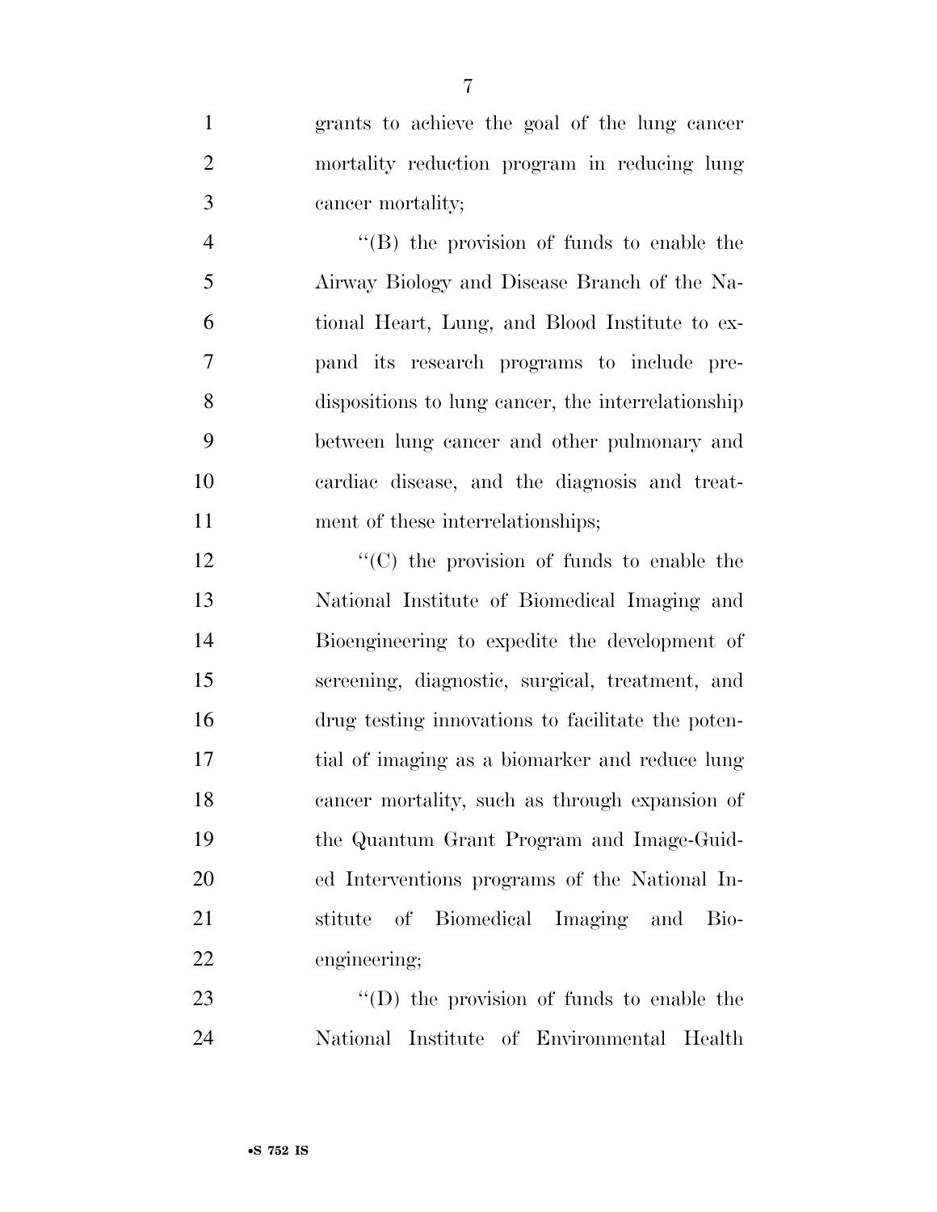grants to achieve the goal of the lung cancer mortality reduction program in reducing lung cancer mortality;

''(B) the provision of funds to enable the Airway Biology and Disease Branch of the National Heart, Lung, and Blood Institute to expand its research programs to include predispositions to lung cancer, the interrelationship between lung cancer and other pulmonary and cardiac disease, and the diagnosis and treatment of these interrelationships;

''(C) the provision of funds to enable the National Institute of Biomedical Imaging and Bioengineering to expedite the development of screening, diagnostic, surgical, treatment, and drug testing innovations to facilitate the potential of imaging as a biomarker and reduce lung cancer mortality, such as through expansion of the Quantum Grant Program and Image-Guided Interventions programs of the National Institute of Biomedical Imaging and Bioengineering;

''(D) the provision of funds to enable the National Institute of Environmental Health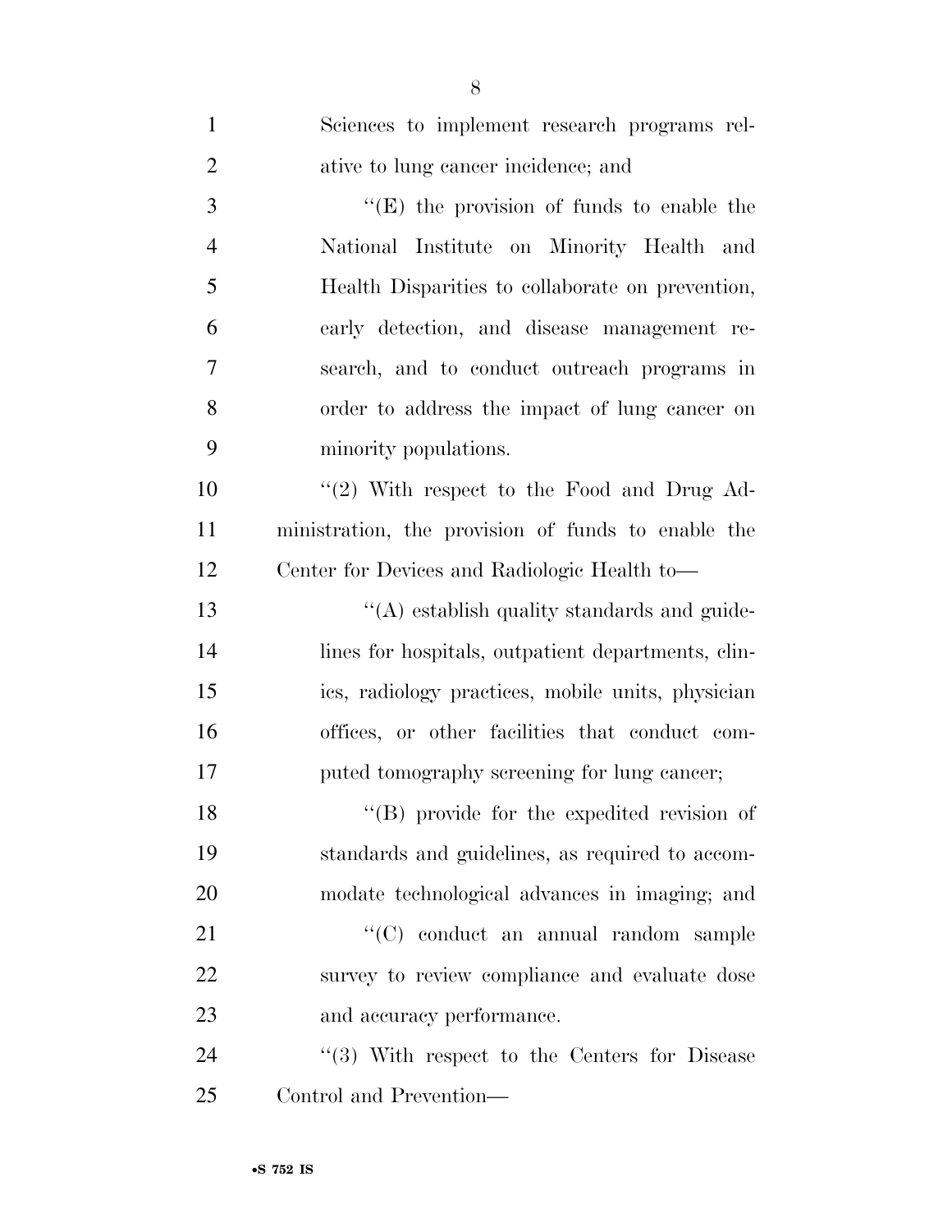Sciences to implement research programs relative to lung cancer incidence; and

''(E) the provision of funds to enable the National Institute on Minority Health and Health Disparities to collaborate on prevention, early detection, and disease management research, and to conduct outreach programs in order to address the impact of lung cancer on minority populations.

''(2) With respect to the Food and Drug Administration, the provision of funds to enable the Center for Devices and Radiologic Health to—

''(A) establish quality standards and guidelines for hospitals, outpatient departments, clinics, radiology practices, mobile units, physician offices, or other facilities that conduct computed tomography screening for lung cancer;

''(B) provide for the expedited revision of standards and guidelines, as required to accommodate technological advances in imaging; and

''(C) conduct an annual random sample survey to review compliance and evaluate dose and accuracy performance.

''(3) With respect to the Centers for Disease Control and Prevention—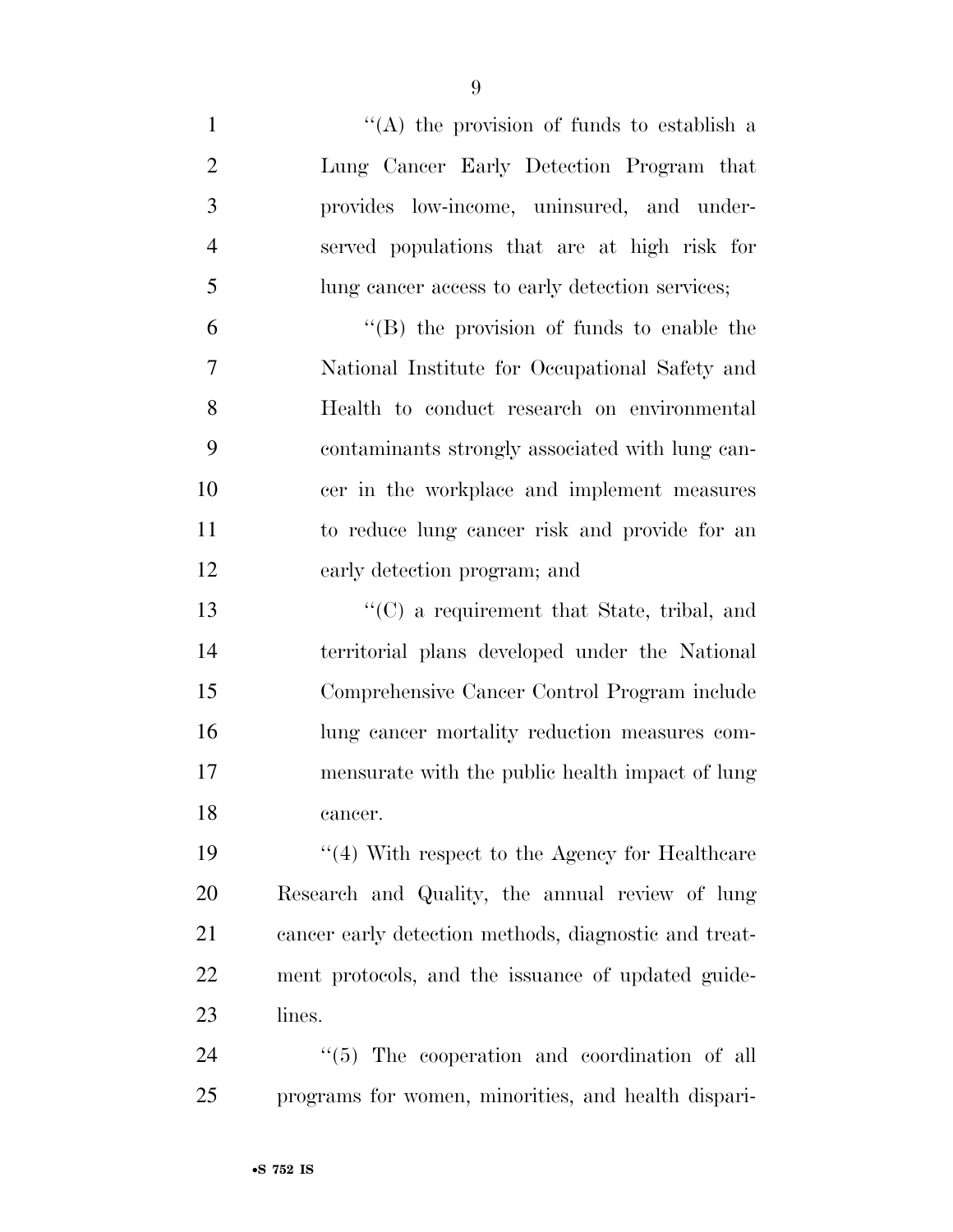''(A) the provision of funds to establish a Lung Cancer Early Detection Program that provides low-income, uninsured, and underserved populations that are at high risk for lung cancer access to early detection services;

''(B) the provision of funds to enable the National Institute for Occupational Safety and Health to conduct research on environmental contaminants strongly associated with lung cancer in the workplace and implement measures to reduce lung cancer risk and provide for an early detection program; and

''(C) a requirement that State, tribal, and territorial plans developed under the National Comprehensive Cancer Control Program include lung cancer mortality reduction measures commensurate with the public health impact of lung cancer.

''(4) With respect to the Agency for Healthcare Research and Quality, the annual review of lung cancer early detection methods, diagnostic and treatment protocols, and the issuance of updated guidelines.

''(5) The cooperation and coordination of all programs for women, minorities, and health dispari-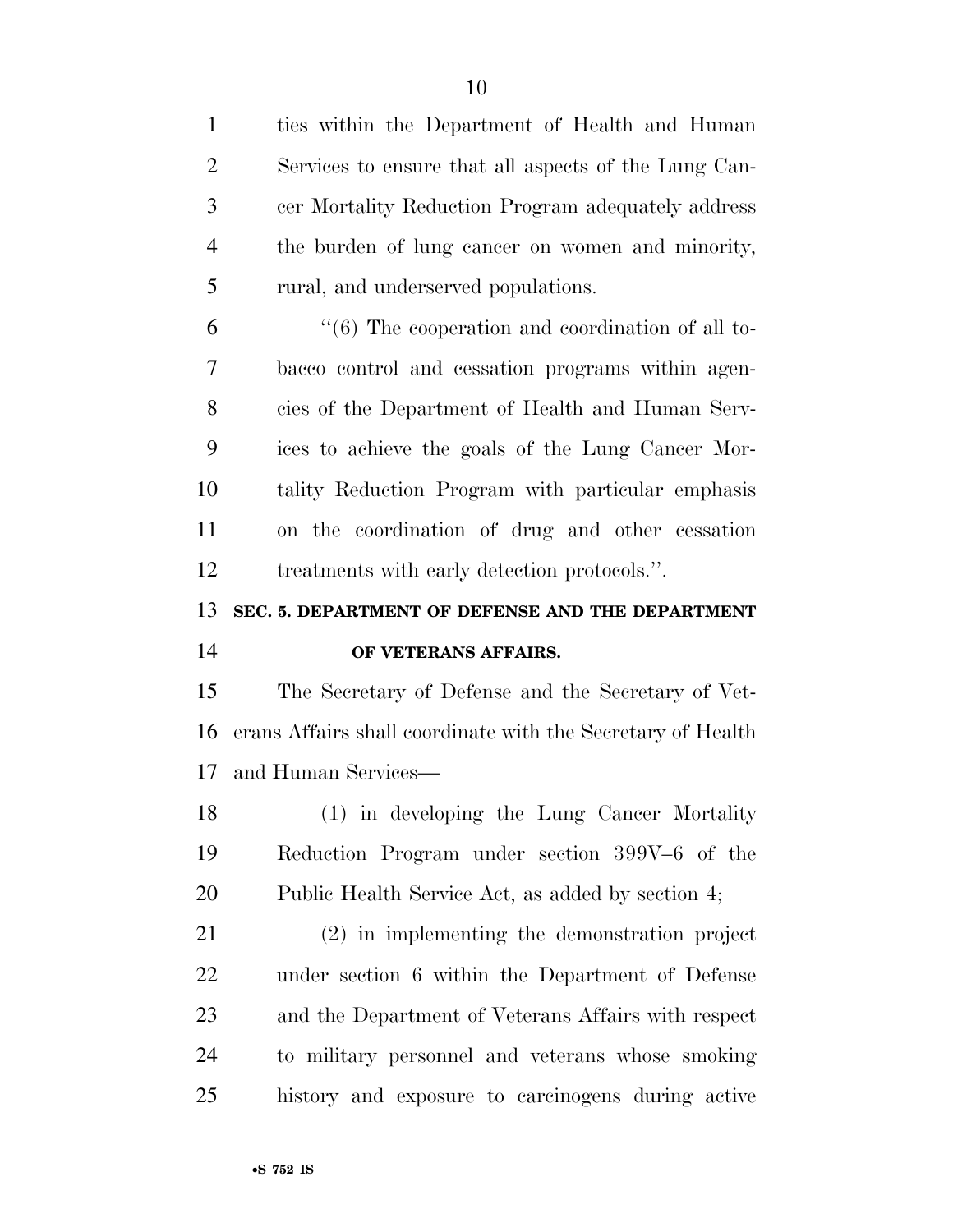ties within the Department of Health and Human Services to ensure that all aspects of the Lung Cancer Mortality Reduction Program adequately address the burden of lung cancer on women and minority, rural, and underserved populations.

"(6) The cooperation and coordination of all tobacco control and cessation programs within agencies of the Department of Health and Human Services to achieve the goals of the Lung Cancer Mortality Reduction Program with particular emphasis on the coordination of drug and other cessation treatments with early detection protocols.".

**SEC. 5. DEPARTMENT OF DEFENSE AND THE DEPARTMENT OF VETERANS AFFAIRS.**

The Secretary of Defense and the Secretary of Veterans Affairs shall coordinate with the Secretary of Health and Human Services—

(1) in developing the Lung Cancer Mortality Reduction Program under section 399V–6 of the Public Health Service Act, as added by section 4;

(2) in implementing the demonstration project under section 6 within the Department of Defense and the Department of Veterans Affairs with respect to military personnel and veterans whose smoking history and exposure to carcinogens during active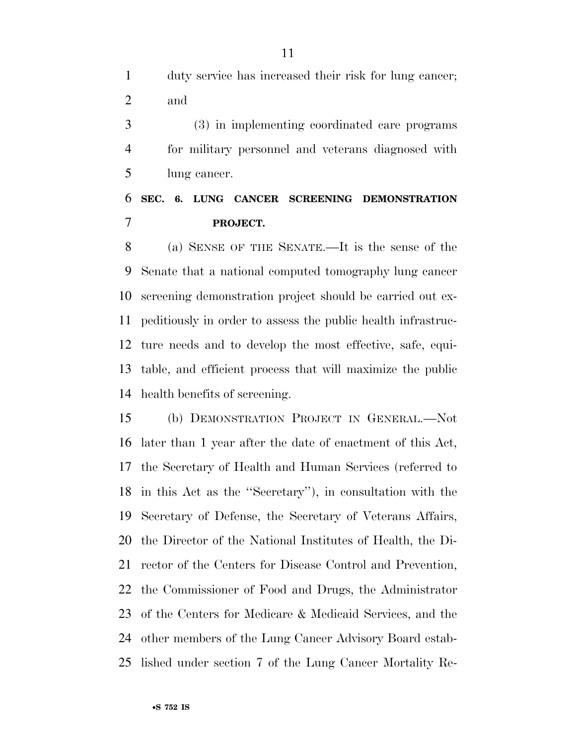duty service has increased their risk for lung cancer; and

(3) in implementing coordinated care programs for military personnel and veterans diagnosed with lung cancer.

## SEC. 6. LUNG CANCER SCREENING DEMONSTRATION PROJECT.

(a) SENSE OF THE SENATE.—It is the sense of the Senate that a national computed tomography lung cancer screening demonstration project should be carried out expeditiously in order to assess the public health infrastructure needs and to develop the most effective, safe, equitable, and efficient process that will maximize the public health benefits of screening.

(b) DEMONSTRATION PROJECT IN GENERAL.—Not later than 1 year after the date of enactment of this Act, the Secretary of Health and Human Services (referred to in this Act as the ''Secretary''), in consultation with the Secretary of Defense, the Secretary of Veterans Affairs, the Director of the National Institutes of Health, the Director of the Centers for Disease Control and Prevention, the Commissioner of Food and Drugs, the Administrator of the Centers for Medicare & Medicaid Services, and the other members of the Lung Cancer Advisory Board established under section 7 of the Lung Cancer Mortality Re-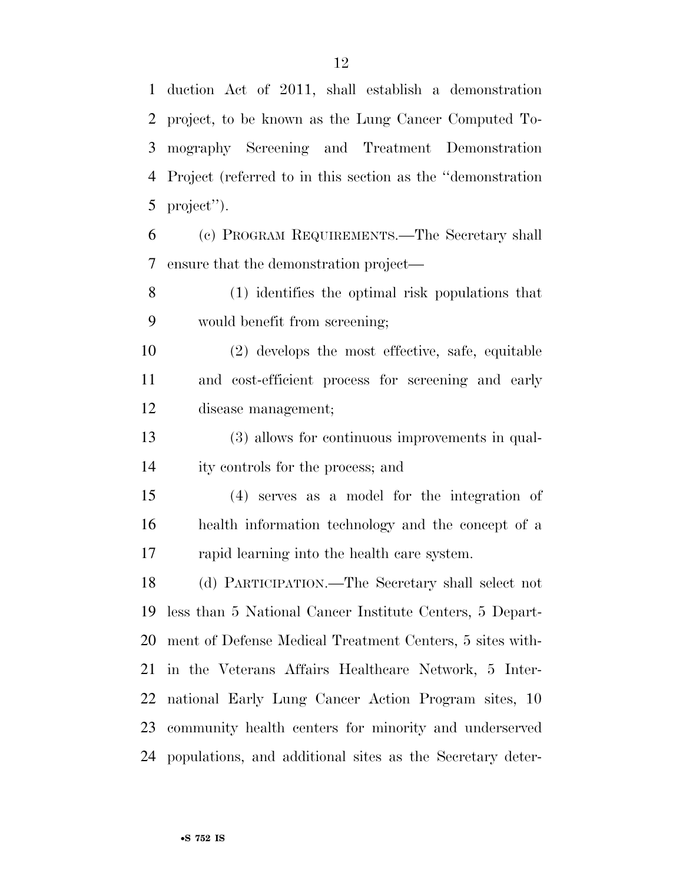duction Act of 2011, shall establish a demonstration project, to be known as the Lung Cancer Computed Tomography Screening and Treatment Demonstration Project (referred to in this section as the ''demonstration project'').

(c) PROGRAM REQUIREMENTS.—The Secretary shall ensure that the demonstration project—

(1) identifies the optimal risk populations that would benefit from screening;

(2) develops the most effective, safe, equitable and cost-efficient process for screening and early disease management;

(3) allows for continuous improvements in quality controls for the process; and

(4) serves as a model for the integration of health information technology and the concept of a rapid learning into the health care system.

(d) PARTICIPATION.—The Secretary shall select not less than 5 National Cancer Institute Centers, 5 Department of Defense Medical Treatment Centers, 5 sites within the Veterans Affairs Healthcare Network, 5 International Early Lung Cancer Action Program sites, 10 community health centers for minority and underserved populations, and additional sites as the Secretary deter-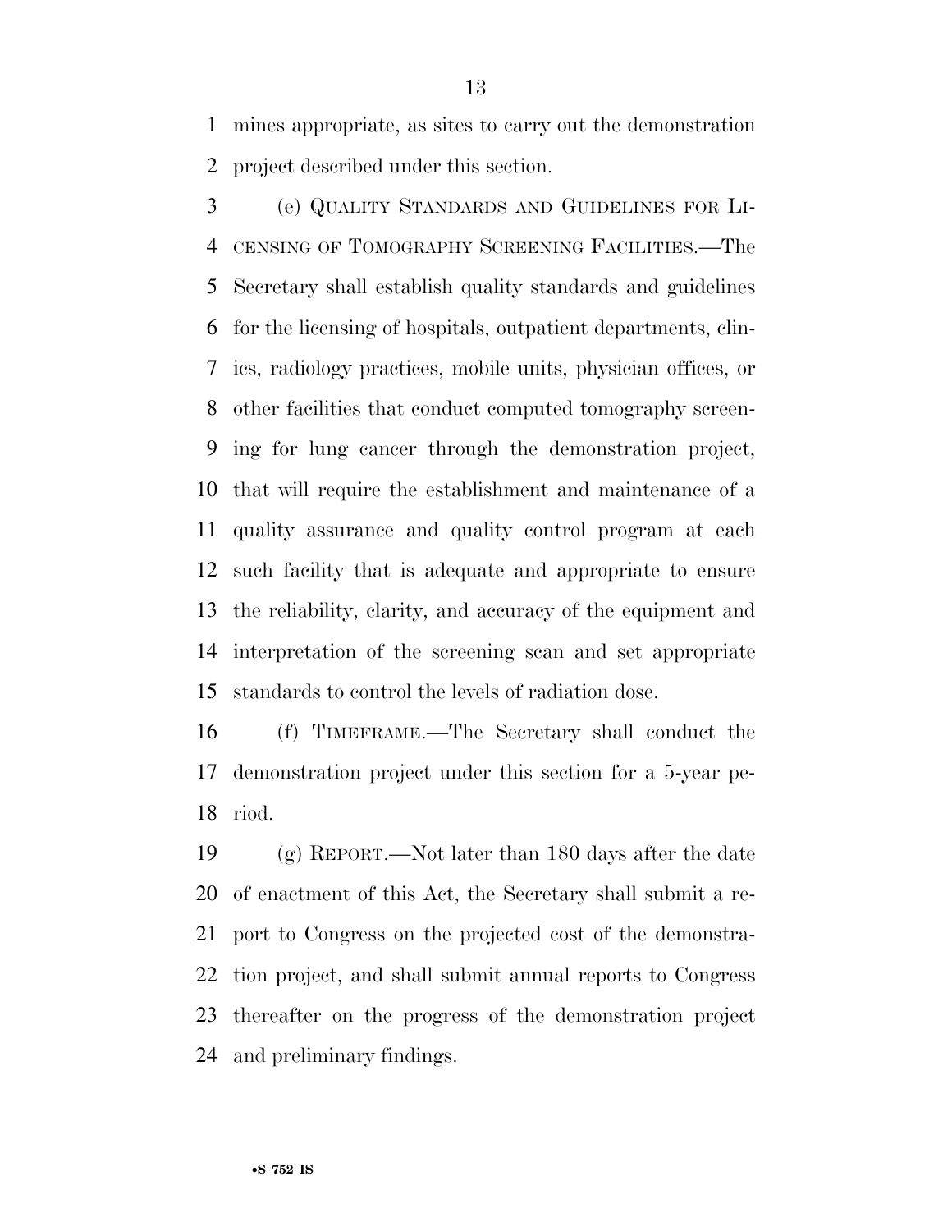mines appropriate, as sites to carry out the demonstration project described under this section.

(e) QUALITY STANDARDS AND GUIDELINES FOR LICENSING OF TOMOGRAPHY SCREENING FACILITIES.—The Secretary shall establish quality standards and guidelines for the licensing of hospitals, outpatient departments, clinics, radiology practices, mobile units, physician offices, or other facilities that conduct computed tomography screening for lung cancer through the demonstration project, that will require the establishment and maintenance of a quality assurance and quality control program at each such facility that is adequate and appropriate to ensure the reliability, clarity, and accuracy of the equipment and interpretation of the screening scan and set appropriate standards to control the levels of radiation dose.

(f) TIMEFRAME.—The Secretary shall conduct the demonstration project under this section for a 5-year period.

(g) REPORT.—Not later than 180 days after the date of enactment of this Act, the Secretary shall submit a report to Congress on the projected cost of the demonstration project, and shall submit annual reports to Congress thereafter on the progress of the demonstration project and preliminary findings.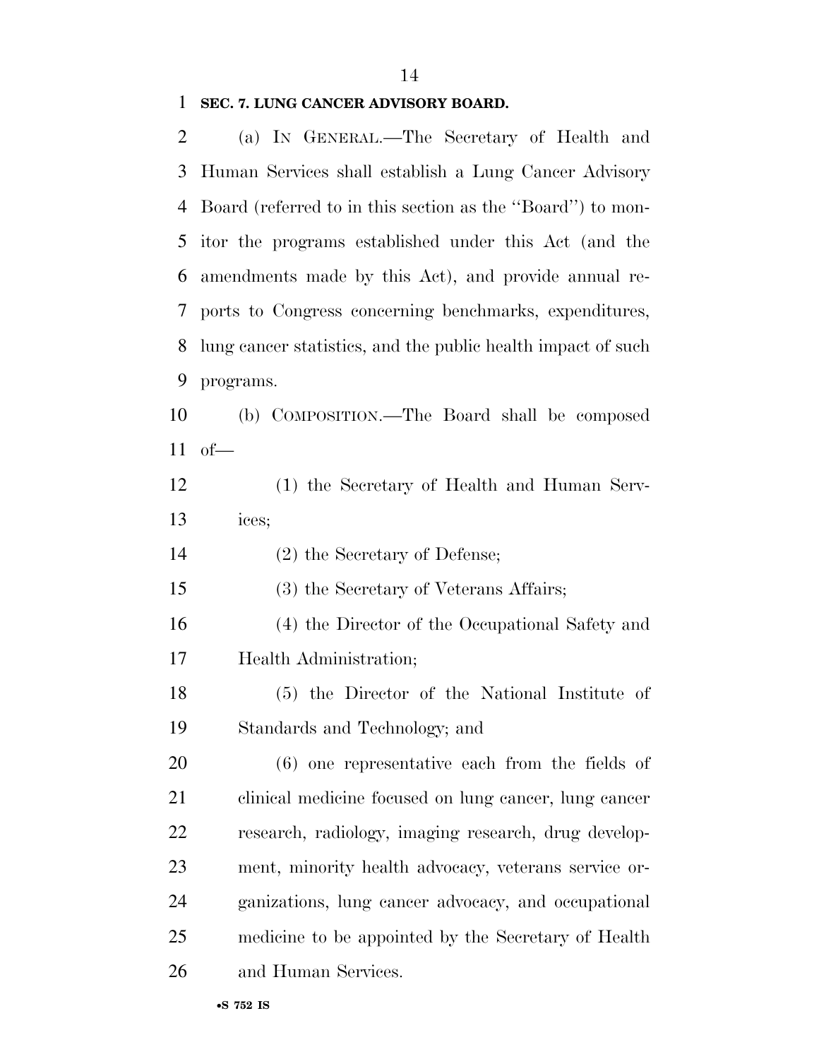## SEC. 7. LUNG CANCER ADVISORY BOARD.

(a) IN GENERAL.—The Secretary of Health and Human Services shall establish a Lung Cancer Advisory Board (referred to in this section as the ''Board'') to monitor the programs established under this Act (and the amendments made by this Act), and provide annual reports to Congress concerning benchmarks, expenditures, lung cancer statistics, and the public health impact of such programs.

(b) COMPOSITION.—The Board shall be composed of—

(1) the Secretary of Health and Human Services;

(2) the Secretary of Defense;

(3) the Secretary of Veterans Affairs;

(4) the Director of the Occupational Safety and Health Administration;

(5) the Director of the National Institute of Standards and Technology; and

(6) one representative each from the fields of clinical medicine focused on lung cancer, lung cancer research, radiology, imaging research, drug development, minority health advocacy, veterans service organizations, lung cancer advocacy, and occupational medicine to be appointed by the Secretary of Health and Human Services.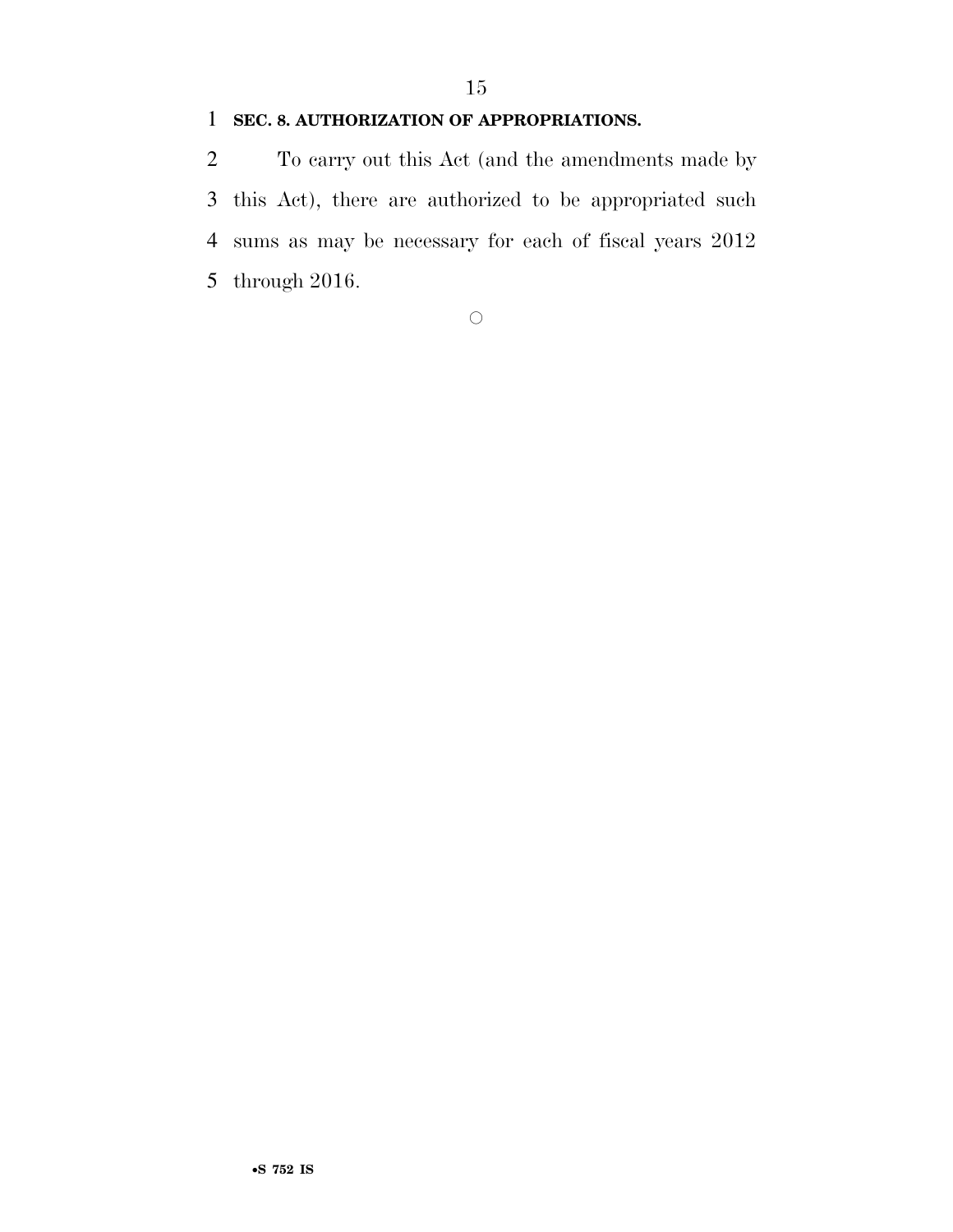**SEC. 8. AUTHORIZATION OF APPROPRIATIONS.**

To carry out this Act (and the amendments made by this Act), there are authorized to be appropriated such sums as may be necessary for each of fiscal years 2012 through 2016.

○